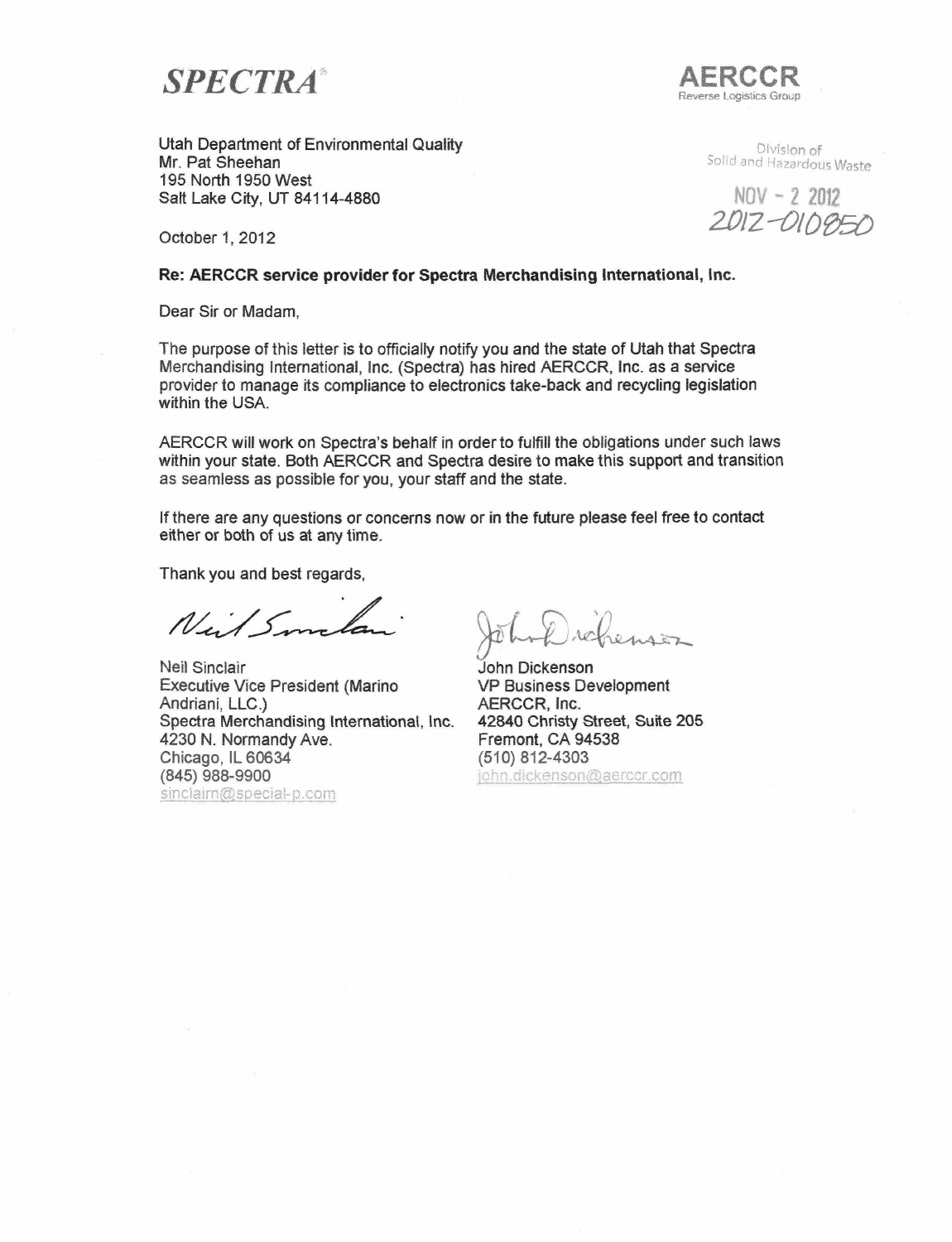**SPECTRA**

**AERCCR**
Reverse Logistics Group

Utah Department of Environmental Quality
Mr. Pat Sheehan
195 North 1950 West
Salt Lake City, UT 84114-4880

Division of
Solid and Hazardous Waste

NOV - 2 2012
2012-010850

October 1, 2012

**Re: AERCCR service provider for Spectra Merchandising International, Inc.**

Dear Sir or Madam,

The purpose of this letter is to officially notify you and the state of Utah that Spectra Merchandising International, Inc. (Spectra) has hired AERCCR, Inc. as a service provider to manage its compliance to electronics take-back and recycling legislation within the USA.

AERCCR will work on Spectra's behalf in order to fulfill the obligations under such laws within your state. Both AERCCR and Spectra desire to make this support and transition as seamless as possible for you, your staff and the state.

If there are any questions or concerns now or in the future please feel free to contact either or both of us at any time.

Thank you and best regards,

Neil Sinclair
Executive Vice President (Marino Andriani, LLC.)
Spectra Merchandising International, Inc.
4230 N. Normandy Ave.
Chicago, IL 60634
(845) 988-9900
sinclairn@special-p.com

John Dickenson
VP Business Development
AERCCR, Inc.
42840 Christy Street, Suite 205
Fremont, CA 94538
(510) 812-4303
john.dickenson@aerccr.com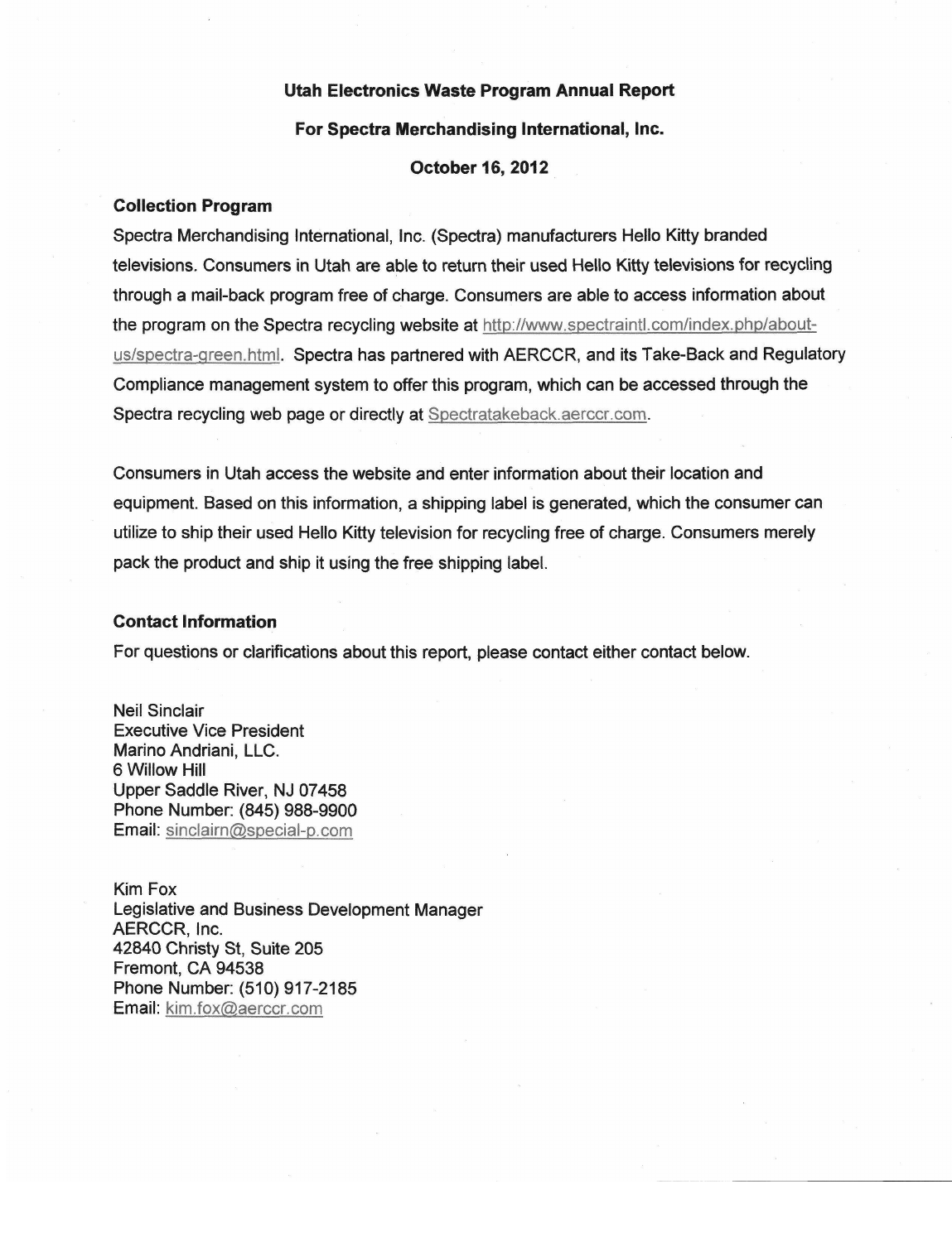**Utah Electronics Waste Program Annual Report**

**For Spectra Merchandising International, Inc.**

**October 16, 2012**

## Collection Program

Spectra Merchandising International, Inc. (Spectra) manufacturers Hello Kitty branded televisions. Consumers in Utah are able to return their used Hello Kitty televisions for recycling through a mail-back program free of charge. Consumers are able to access information about the program on the Spectra recycling website at http://www.spectraintl.com/index.php/about-us/spectra-green.html. Spectra has partnered with AERCCR, and its Take-Back and Regulatory Compliance management system to offer this program, which can be accessed through the Spectra recycling web page or directly at Spectratakeback.aerccr.com.

Consumers in Utah access the website and enter information about their location and equipment. Based on this information, a shipping label is generated, which the consumer can utilize to ship their used Hello Kitty television for recycling free of charge. Consumers merely pack the product and ship it using the free shipping label.

## Contact Information

For questions or clarifications about this report, please contact either contact below.

Neil Sinclair
Executive Vice President
Marino Andriani, LLC.
6 Willow Hill
Upper Saddle River, NJ 07458
Phone Number: (845) 988-9900
Email: sinclairn@special-p.com

Kim Fox
Legislative and Business Development Manager
AERCCR, Inc.
42840 Christy St, Suite 205
Fremont, CA 94538
Phone Number: (510) 917-2185
Email: kim.fox@aerccr.com